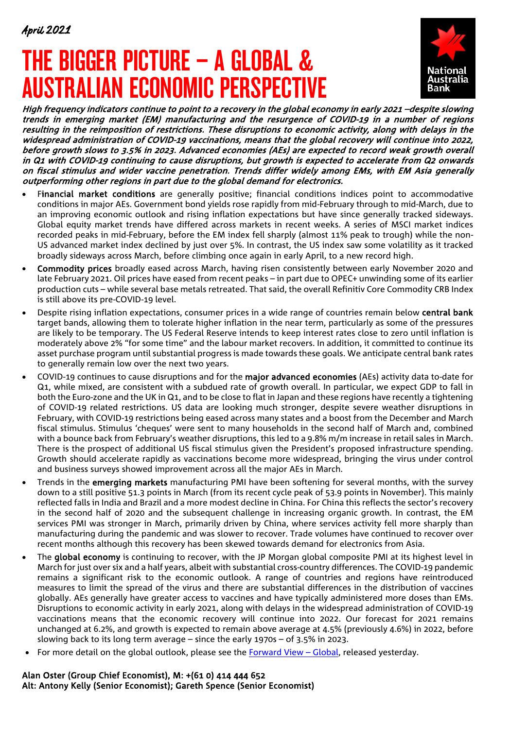*April 2021*

# THE BIGGER PICTURE – A GLOBAL & AUSTRALIAN ECONOMIC PERSPECTIVE

National Australia Bank

***High frequency indicators continue to point to a recovery in the global economy in early 2021 –despite slowing trends in emerging market (EM) manufacturing and the resurgence of COVID-19 in a number of regions resulting in the reimposition of restrictions. These disruptions to economic activity, along with delays in the widespread administration of COVID-19 vaccinations, means that the global recovery will continue into 2022, before growth slows to 3.5% in 2023. Advanced economies (AEs) are expected to record weak growth overall in Q1 with COVID-19 continuing to cause disruptions, but growth is expected to accelerate from Q2 onwards on fiscal stimulus and wider vaccine penetration. Trends differ widely among EMs, with EM Asia generally outperforming other regions in part due to the global demand for electronics.***

- **Financial market conditions** are generally positive; financial conditions indices point to accommodative conditions in major AEs. Government bond yields rose rapidly from mid-February through to mid-March, due to an improving economic outlook and rising inflation expectations but have since generally tracked sideways. Global equity market trends have differed across markets in recent weeks. A series of MSCI market indices recorded peaks in mid-February, before the EM index fell sharply (almost 11% peak to trough) while the non-US advanced market index declined by just over 5%. In contrast, the US index saw some volatility as it tracked broadly sideways across March, before climbing once again in early April, to a new record high.
- **Commodity prices** broadly eased across March, having risen consistently between early November 2020 and late February 2021. Oil prices have eased from recent peaks – in part due to OPEC+ unwinding some of its earlier production cuts – while several base metals retreated. That said, the overall Refinitiv Core Commodity CRB Index is still above its pre-COVID-19 level.
- Despite rising inflation expectations, consumer prices in a wide range of countries remain below **central bank** target bands, allowing them to tolerate higher inflation in the near term, particularly as some of the pressures are likely to be temporary. The US Federal Reserve intends to keep interest rates close to zero until inflation is moderately above 2% "for some time" and the labour market recovers. In addition, it committed to continue its asset purchase program until substantial progress is made towards these goals. We anticipate central bank rates to generally remain low over the next two years.
- COVID-19 continues to cause disruptions and for the **major advanced economies** (AEs) activity data to-date for Q1, while mixed, are consistent with a subdued rate of growth overall. In particular, we expect GDP to fall in both the Euro-zone and the UK in Q1, and to be close to flat in Japan and these regions have recently a tightening of COVID-19 related restrictions. US data are looking much stronger, despite severe weather disruptions in February, with COVID-19 restrictions being eased across many states and a boost from the December and March fiscal stimulus. Stimulus 'cheques' were sent to many households in the second half of March and, combined with a bounce back from February's weather disruptions, this led to a 9.8% m/m increase in retail sales in March. There is the prospect of additional US fiscal stimulus given the President's proposed infrastructure spending. Growth should accelerate rapidly as vaccinations become more widespread, bringing the virus under control and business surveys showed improvement across all the major AEs in March.
- Trends in the **emerging markets** manufacturing PMI have been softening for several months, with the survey down to a still positive 51.3 points in March (from its recent cycle peak of 53.9 points in November). This mainly reflected falls in India and Brazil and a more modest decline in China. For China this reflects the sector's recovery in the second half of 2020 and the subsequent challenge in increasing organic growth. In contrast, the EM services PMI was stronger in March, primarily driven by China, where services activity fell more sharply than manufacturing during the pandemic and was slower to recover. Trade volumes have continued to recover over recent months although this recovery has been skewed towards demand for electronics from Asia.
- The **global economy** is continuing to recover, with the JP Morgan global composite PMI at its highest level in March for just over six and a half years, albeit with substantial cross-country differences. The COVID-19 pandemic remains a significant risk to the economic outlook. A range of countries and regions have reintroduced measures to limit the spread of the virus and there are substantial differences in the distribution of vaccines globally. AEs generally have greater access to vaccines and have typically administered more doses than EMs. Disruptions to economic activity in early 2021, along with delays in the widespread administration of COVID-19 vaccinations means that the economic recovery will continue into 2022. Our forecast for 2021 remains unchanged at 6.2%, and growth is expected to remain above average at 4.5% (previously 4.6%) in 2022, before slowing back to its long term average – since the early 1970s – of 3.5% in 2023.
- For more detail on the global outlook, please see the Forward View – Global, released yesterday.

**Alan Oster (Group Chief Economist), M: +(61 0) 414 444 652**
**Alt: Antony Kelly (Senior Economist); Gareth Spence (Senior Economist)**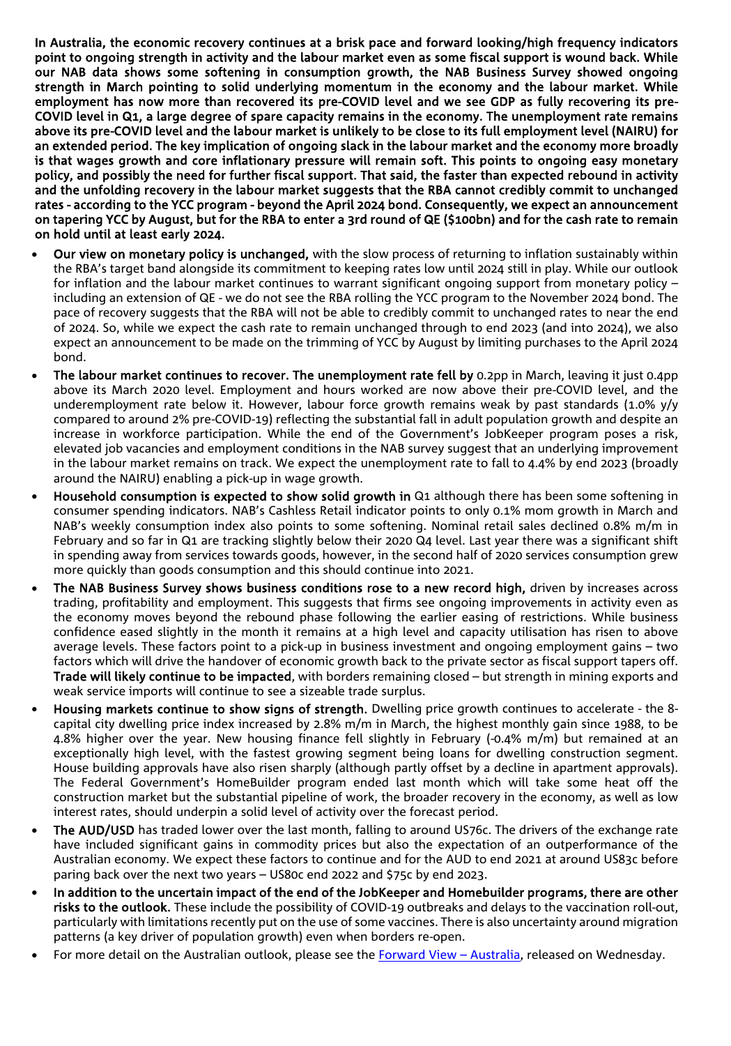**In Australia, the economic recovery continues at a brisk pace and forward looking/high frequency indicators point to ongoing strength in activity and the labour market even as some fiscal support is wound back. While our NAB data shows some softening in consumption growth, the NAB Business Survey showed ongoing strength in March pointing to solid underlying momentum in the economy and the labour market. While employment has now more than recovered its pre-COVID level and we see GDP as fully recovering its pre-COVID level in Q1, a large degree of spare capacity remains in the economy. The unemployment rate remains above its pre-COVID level and the labour market is unlikely to be close to its full employment level (NAIRU) for an extended period. The key implication of ongoing slack in the labour market and the economy more broadly is that wages growth and core inflationary pressure will remain soft. This points to ongoing easy monetary policy, and possibly the need for further fiscal support. That said, the faster than expected rebound in activity and the unfolding recovery in the labour market suggests that the RBA cannot credibly commit to unchanged rates - according to the YCC program - beyond the April 2024 bond. Consequently, we expect an announcement on tapering YCC by August, but for the RBA to enter a 3rd round of QE ($100bn) and for the cash rate to remain on hold until at least early 2024.**

- **Our view on monetary policy is unchanged,** with the slow process of returning to inflation sustainably within the RBA's target band alongside its commitment to keeping rates low until 2024 still in play. While our outlook for inflation and the labour market continues to warrant significant ongoing support from monetary policy – including an extension of QE - we do not see the RBA rolling the YCC program to the November 2024 bond. The pace of recovery suggests that the RBA will not be able to credibly commit to unchanged rates to near the end of 2024. So, while we expect the cash rate to remain unchanged through to end 2023 (and into 2024), we also expect an announcement to be made on the trimming of YCC by August by limiting purchases to the April 2024 bond.
- **The labour market continues to recover. The unemployment rate fell by** 0.2pp in March, leaving it just 0.4pp above its March 2020 level. Employment and hours worked are now above their pre-COVID level, and the underemployment rate below it. However, labour force growth remains weak by past standards (1.0% y/y compared to around 2% pre-COVID-19) reflecting the substantial fall in adult population growth and despite an increase in workforce participation. While the end of the Government's JobKeeper program poses a risk, elevated job vacancies and employment conditions in the NAB survey suggest that an underlying improvement in the labour market remains on track. We expect the unemployment rate to fall to 4.4% by end 2023 (broadly around the NAIRU) enabling a pick-up in wage growth.
- **Household consumption is expected to show solid growth in** Q1 although there has been some softening in consumer spending indicators. NAB's Cashless Retail indicator points to only 0.1% mom growth in March and NAB's weekly consumption index also points to some softening. Nominal retail sales declined 0.8% m/m in February and so far in Q1 are tracking slightly below their 2020 Q4 level. Last year there was a significant shift in spending away from services towards goods, however, in the second half of 2020 services consumption grew more quickly than goods consumption and this should continue into 2021.
- **The NAB Business Survey shows business conditions rose to a new record high,** driven by increases across trading, profitability and employment. This suggests that firms see ongoing improvements in activity even as the economy moves beyond the rebound phase following the earlier easing of restrictions. While business confidence eased slightly in the month it remains at a high level and capacity utilisation has risen to above average levels. These factors point to a pick-up in business investment and ongoing employment gains – two factors which will drive the handover of economic growth back to the private sector as fiscal support tapers off. **Trade will likely continue to be impacted**, with borders remaining closed – but strength in mining exports and weak service imports will continue to see a sizeable trade surplus.
- **Housing markets continue to show signs of strength.** Dwelling price growth continues to accelerate - the 8-capital city dwelling price index increased by 2.8% m/m in March, the highest monthly gain since 1988, to be 4.8% higher over the year. New housing finance fell slightly in February (-0.4% m/m) but remained at an exceptionally high level, with the fastest growing segment being loans for dwelling construction segment. House building approvals have also risen sharply (although partly offset by a decline in apartment approvals). The Federal Government's HomeBuilder program ended last month which will take some heat off the construction market but the substantial pipeline of work, the broader recovery in the economy, as well as low interest rates, should underpin a solid level of activity over the forecast period.
- **The AUD/USD** has traded lower over the last month, falling to around US76c. The drivers of the exchange rate have included significant gains in commodity prices but also the expectation of an outperformance of the Australian economy. We expect these factors to continue and for the AUD to end 2021 at around US83c before paring back over the next two years – US80c end 2022 and $75c by end 2023.
- **In addition to the uncertain impact of the end of the JobKeeper and Homebuilder programs, there are other risks to the outlook.** These include the possibility of COVID-19 outbreaks and delays to the vaccination roll-out, particularly with limitations recently put on the use of some vaccines. There is also uncertainty around migration patterns (a key driver of population growth) even when borders re-open.
- For more detail on the Australian outlook, please see the [Forward View – Australia](), released on Wednesday.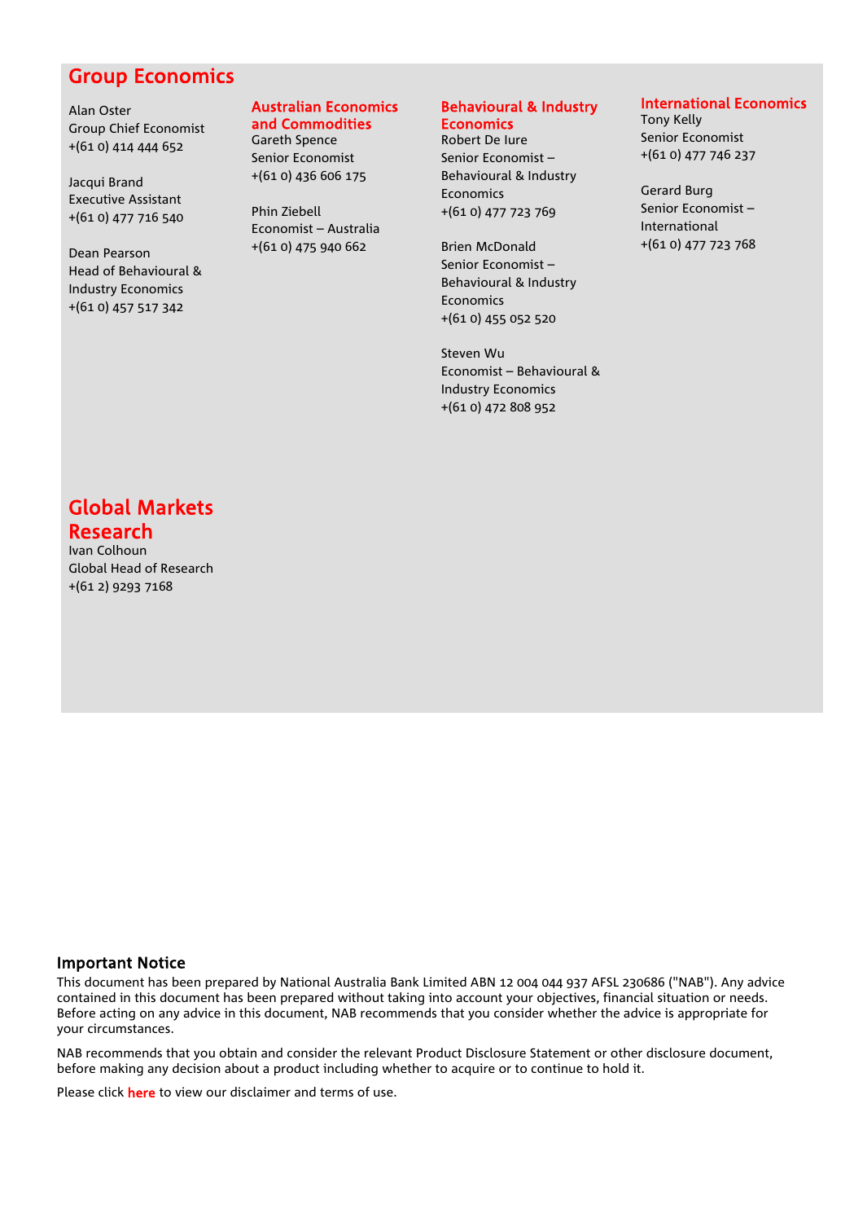# Group Economics

Alan Oster
Group Chief Economist
+(61 0) 414 444 652

Jacqui Brand
Executive Assistant
+(61 0) 477 716 540

Dean Pearson
Head of Behavioural & Industry Economics
+(61 0) 457 517 342

## Australian Economics and Commodities

Gareth Spence
Senior Economist
+(61 0) 436 606 175

Phin Ziebell
Economist – Australia
+(61 0) 475 940 662

## Behavioural & Industry Economics

Robert De Iure
Senior Economist – Behavioural & Industry Economics
+(61 0) 477 723 769

Brien McDonald
Senior Economist – Behavioural & Industry Economics
+(61 0) 455 052 520

Steven Wu
Economist – Behavioural & Industry Economics
+(61 0) 472 808 952

## International Economics

Tony Kelly
Senior Economist
+(61 0) 477 746 237

Gerard Burg
Senior Economist – International
+(61 0) 477 723 768

# Global Markets Research

Ivan Colhoun
Global Head of Research
+(61 2) 9293 7168

### Important Notice

This document has been prepared by National Australia Bank Limited ABN 12 004 044 937 AFSL 230686 ("NAB"). Any advice contained in this document has been prepared without taking into account your objectives, financial situation or needs. Before acting on any advice in this document, NAB recommends that you consider whether the advice is appropriate for your circumstances.

NAB recommends that you obtain and consider the relevant Product Disclosure Statement or other disclosure document, before making any decision about a product including whether to acquire or to continue to hold it.

Please click **here** to view our disclaimer and terms of use.